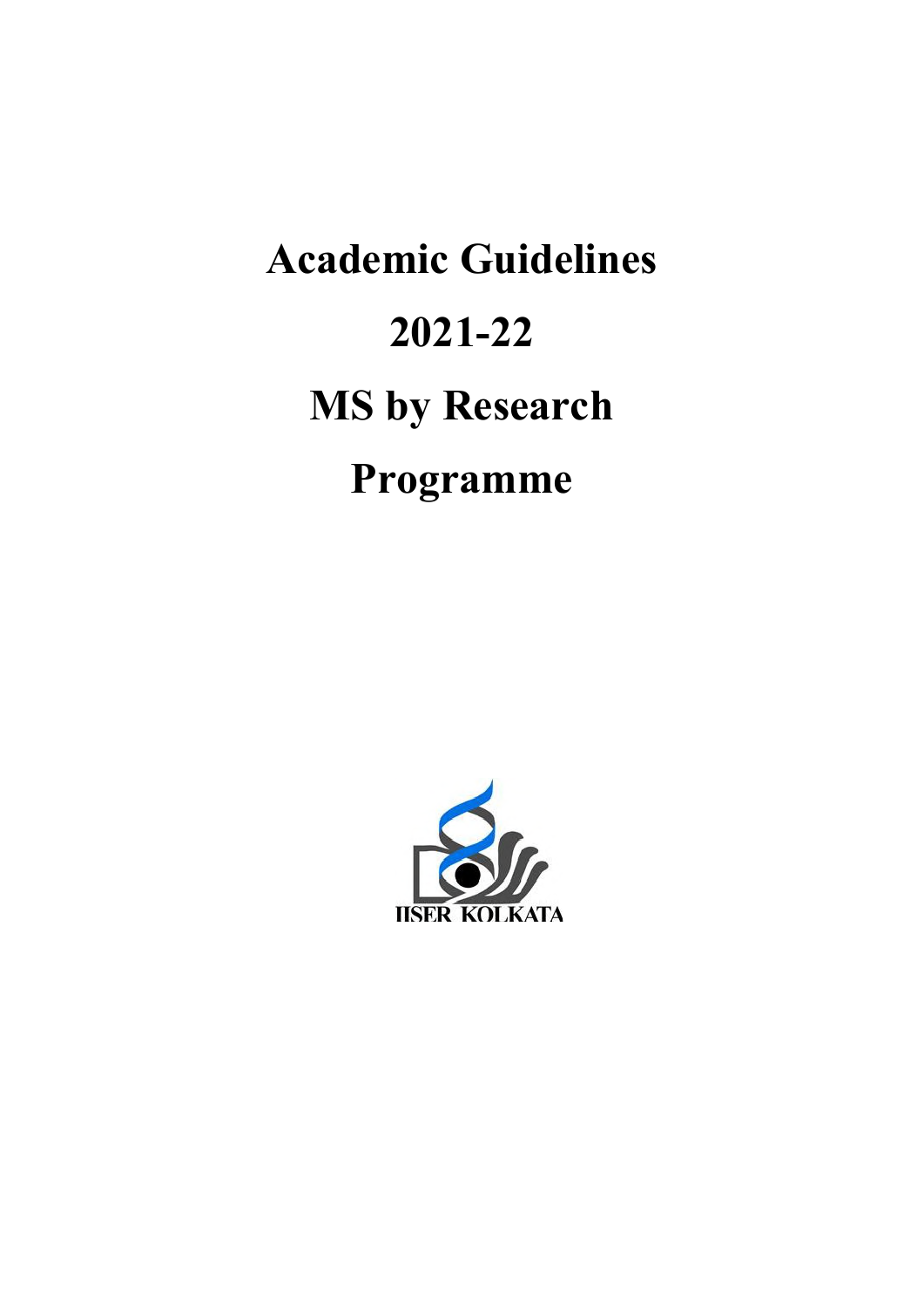# Academic Guidelines

# 2021-22

# MS by Research

# Programme

IISER KOLKATA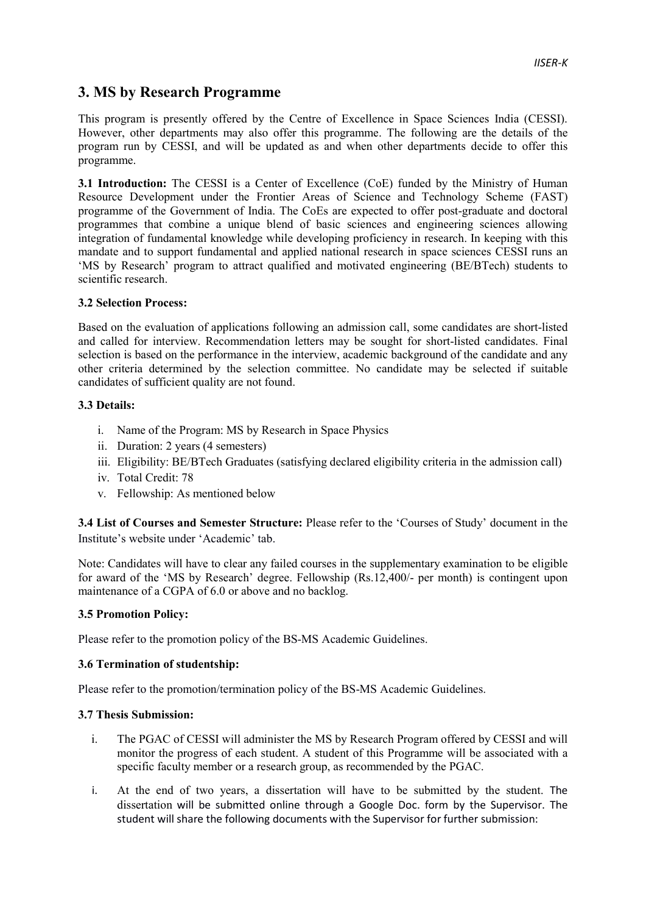## 3. MS by Research Programme

This program is presently offered by the Centre of Excellence in Space Sciences India (CESSI). However, other departments may also offer this programme. The following are the details of the program run by CESSI, and will be updated as and when other departments decide to offer this programme.

**3.1 Introduction:** The CESSI is a Center of Excellence (CoE) funded by the Ministry of Human Resource Development under the Frontier Areas of Science and Technology Scheme (FAST) programme of the Government of India. The CoEs are expected to offer post-graduate and doctoral programmes that combine a unique blend of basic sciences and engineering sciences allowing integration of fundamental knowledge while developing proficiency in research. In keeping with this mandate and to support fundamental and applied national research in space sciences CESSI runs an 'MS by Research' program to attract qualified and motivated engineering (BE/BTech) students to scientific research.

**3.2 Selection Process:**

Based on the evaluation of applications following an admission call, some candidates are short-listed and called for interview. Recommendation letters may be sought for short-listed candidates. Final selection is based on the performance in the interview, academic background of the candidate and any other criteria determined by the selection committee. No candidate may be selected if suitable candidates of sufficient quality are not found.

**3.3 Details:**

i. Name of the Program: MS by Research in Space Physics
ii. Duration: 2 years (4 semesters)
iii. Eligibility: BE/BTech Graduates (satisfying declared eligibility criteria in the admission call)
iv. Total Credit: 78
v. Fellowship: As mentioned below

**3.4 List of Courses and Semester Structure:** Please refer to the 'Courses of Study' document in the Institute's website under 'Academic' tab.

Note: Candidates will have to clear any failed courses in the supplementary examination to be eligible for award of the 'MS by Research' degree. Fellowship (Rs.12,400/- per month) is contingent upon maintenance of a CGPA of 6.0 or above and no backlog.

**3.5 Promotion Policy:**

Please refer to the promotion policy of the BS-MS Academic Guidelines.

**3.6 Termination of studentship:**

Please refer to the promotion/termination policy of the BS-MS Academic Guidelines.

**3.7 Thesis Submission:**

i. The PGAC of CESSI will administer the MS by Research Program offered by CESSI and will monitor the progress of each student. A student of this Programme will be associated with a specific faculty member or a research group, as recommended by the PGAC.

i. At the end of two years, a dissertation will have to be submitted by the student. The dissertation will be submitted online through a Google Doc. form by the Supervisor. The student will share the following documents with the Supervisor for further submission: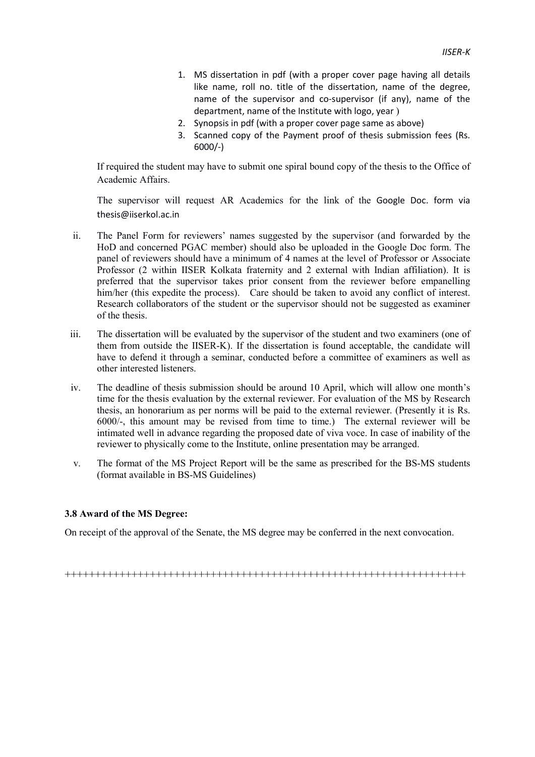1. MS dissertation in pdf (with a proper cover page having all details like name, roll no. title of the dissertation, name of the degree, name of the supervisor and co-supervisor (if any), name of the department, name of the Institute with logo, year )
2. Synopsis in pdf (with a proper cover page same as above)
3. Scanned copy of the Payment proof of thesis submission fees (Rs. 6000/-)

If required the student may have to submit one spiral bound copy of the thesis to the Office of Academic Affairs.

The supervisor will request AR Academics for the link of the Google Doc. form via thesis@iiserkol.ac.in

ii. The Panel Form for reviewers' names suggested by the supervisor (and forwarded by the HoD and concerned PGAC member) should also be uploaded in the Google Doc form. The panel of reviewers should have a minimum of 4 names at the level of Professor or Associate Professor (2 within IISER Kolkata fraternity and 2 external with Indian affiliation). It is preferred that the supervisor takes prior consent from the reviewer before empanelling him/her (this expedite the process). Care should be taken to avoid any conflict of interest. Research collaborators of the student or the supervisor should not be suggested as examiner of the thesis.

iii. The dissertation will be evaluated by the supervisor of the student and two examiners (one of them from outside the IISER-K). If the dissertation is found acceptable, the candidate will have to defend it through a seminar, conducted before a committee of examiners as well as other interested listeners.

iv. The deadline of thesis submission should be around 10 April, which will allow one month's time for the thesis evaluation by the external reviewer. For evaluation of the MS by Research thesis, an honorarium as per norms will be paid to the external reviewer. (Presently it is Rs. 6000/-, this amount may be revised from time to time.) The external reviewer will be intimated well in advance regarding the proposed date of viva voce. In case of inability of the reviewer to physically come to the Institute, online presentation may be arranged.

v. The format of the MS Project Report will be the same as prescribed for the BS-MS students (format available in BS-MS Guidelines)

**3.8 Award of the MS Degree:**

On receipt of the approval of the Senate, the MS degree may be conferred in the next convocation.

++++++++++++++++++++++++++++++++++++++++++++++++++++++++++++++++++++++++